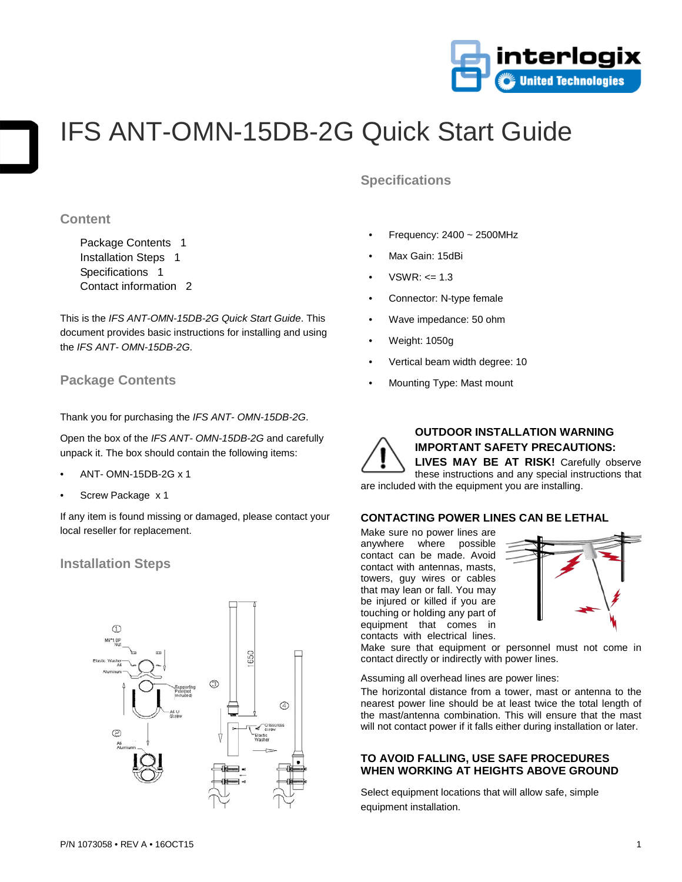# IFS ANT-OMN-15DB-2G Quick Start Guide

## Content

Package Contents 1
Installation Steps 1
Specifications 1
Contact information 2

This is the *IFS ANT-OMN-15DB-2G Quick Start Guide*. This document provides basic instructions for installing and using the *IFS ANT- OMN-15DB-2G*.

## Package Contents

Thank you for purchasing the *IFS ANT- OMN-15DB-2G*.

Open the box of the *IFS ANT- OMN-15DB-2G* and carefully unpack it. The box should contain the following items:

- ANT- OMN-15DB-2G x 1
- Screw Package x 1

If any item is found missing or damaged, please contact your local reseller for replacement.

## Installation Steps

## Specifications

- Frequency: 2400 ~ 2500MHz
- Max Gain: 15dBi
- VSWR: <= 1.3
- Connector: N-type female
- Wave impedance: 50 ohm
- Weight: 1050g
- Vertical beam width degree: 10
- Mounting Type: Mast mount

**OUTDOOR INSTALLATION WARNING**
**IMPORTANT SAFETY PRECAUTIONS:**
**LIVES MAY BE AT RISK!** Carefully observe these instructions and any special instructions that are included with the equipment you are installing.

**CONTACTING POWER LINES CAN BE LETHAL**

Make sure no power lines are anywhere where possible contact can be made. Avoid contact with antennas, masts, towers, guy wires or cables that may lean or fall. You may be injured or killed if you are touching or holding any part of equipment that comes in contacts with electrical lines. Make sure that equipment or personnel must not come in contact directly or indirectly with power lines.

Assuming all overhead lines are power lines:
The horizontal distance from a tower, mast or antenna to the nearest power line should be at least twice the total length of the mast/antenna combination. This will ensure that the mast will not contact power if it falls either during installation or later.

**TO AVOID FALLING, USE SAFE PROCEDURES WHEN WORKING AT HEIGHTS ABOVE GROUND**

Select equipment locations that will allow safe, simple equipment installation.

P/N 1073058 • REV A • 16OCT15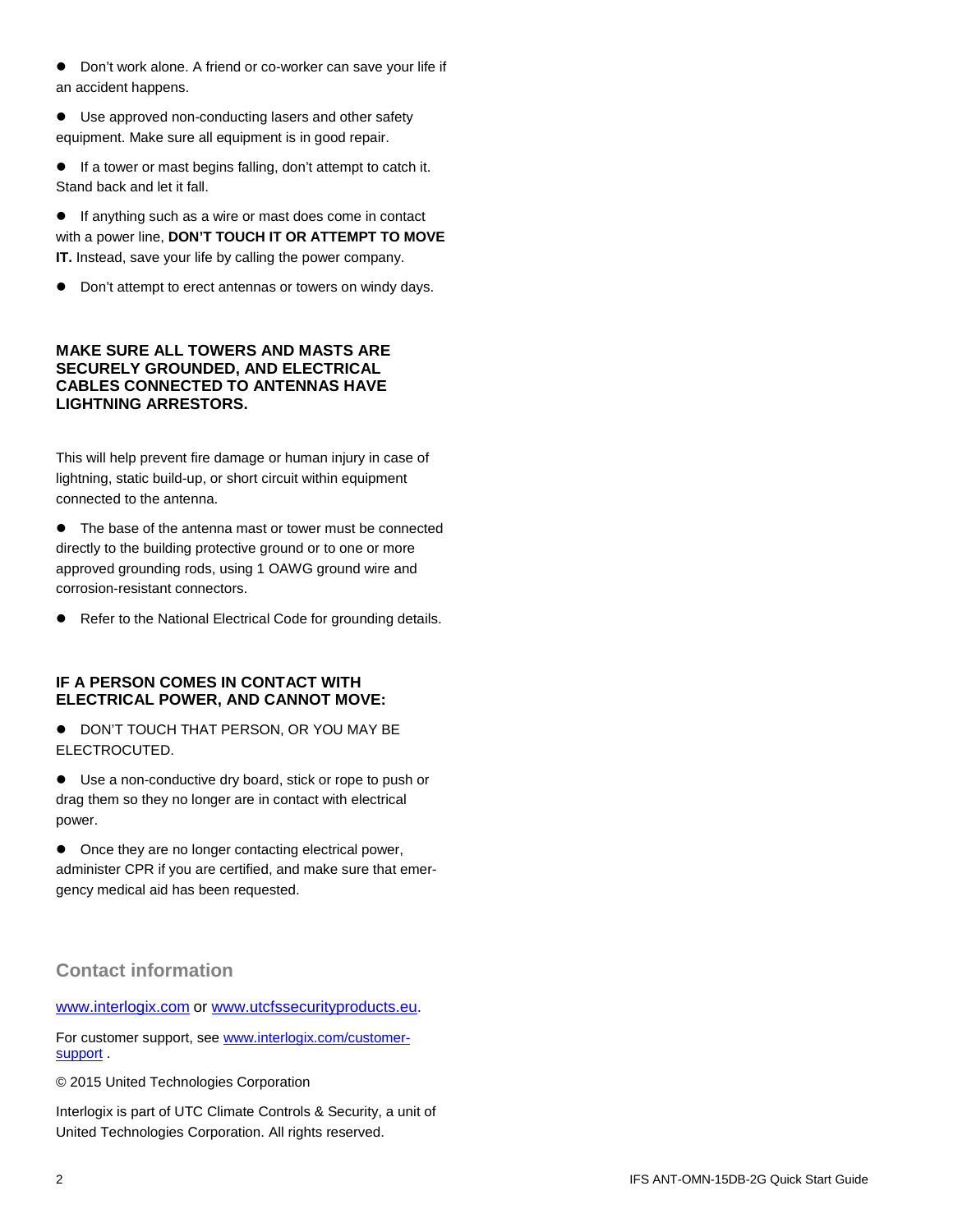- Don't work alone. A friend or co-worker can save your life if an accident happens.
- Use approved non-conducting lasers and other safety equipment. Make sure all equipment is in good repair.
- If a tower or mast begins falling, don't attempt to catch it. Stand back and let it fall.
- If anything such as a wire or mast does come in contact with a power line, **DON'T TOUCH IT OR ATTEMPT TO MOVE IT.** Instead, save your life by calling the power company.
- Don't attempt to erect antennas or towers on windy days.

**MAKE SURE ALL TOWERS AND MASTS ARE SECURELY GROUNDED, AND ELECTRICAL CABLES CONNECTED TO ANTENNAS HAVE LIGHTNING ARRESTORS.**

This will help prevent fire damage or human injury in case of lightning, static build-up, or short circuit within equipment connected to the antenna.

- The base of the antenna mast or tower must be connected directly to the building protective ground or to one or more approved grounding rods, using 1 OAWG ground wire and corrosion-resistant connectors.
- Refer to the National Electrical Code for grounding details.

**IF A PERSON COMES IN CONTACT WITH ELECTRICAL POWER, AND CANNOT MOVE:**

- DON'T TOUCH THAT PERSON, OR YOU MAY BE ELECTROCUTED.
- Use a non-conductive dry board, stick or rope to push or drag them so they no longer are in contact with electrical power.
- Once they are no longer contacting electrical power, administer CPR if you are certified, and make sure that emergency medical aid has been requested.

## Contact information

www.interlogix.com or www.utcfssecurityproducts.eu.

For customer support, see www.interlogix.com/customer-support .

© 2015 United Technologies Corporation

Interlogix is part of UTC Climate Controls & Security, a unit of United Technologies Corporation. All rights reserved.